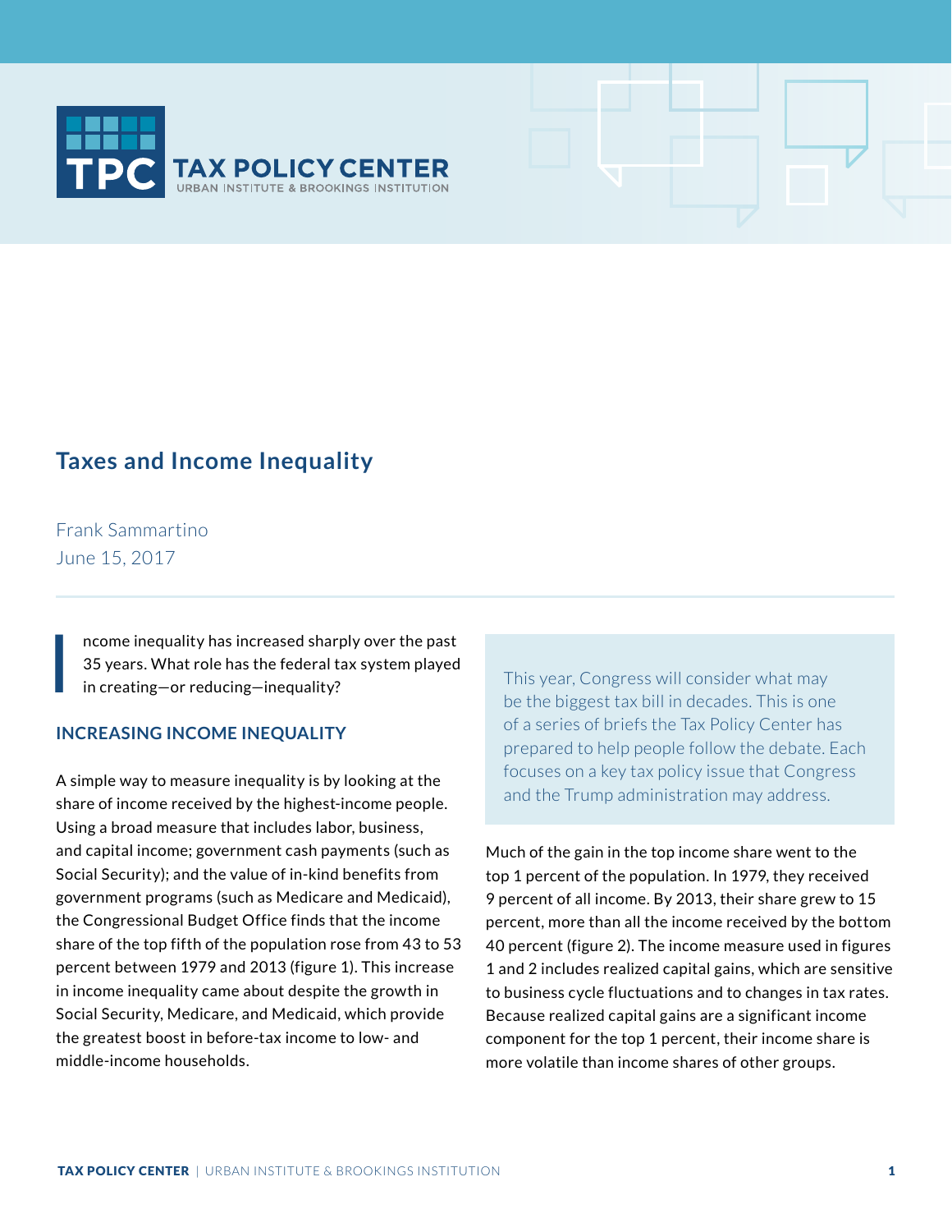# Taxes and Income Inequality

Frank Sammartino
June 15, 2017

Income inequality has increased sharply over the past 35 years. What role has the federal tax system played in creating—or reducing—inequality?

> This year, Congress will consider what may be the biggest tax bill in decades. This is one of a series of briefs the Tax Policy Center has prepared to help people follow the debate. Each focuses on a key tax policy issue that Congress and the Trump administration may address.

## INCREASING INCOME INEQUALITY

A simple way to measure inequality is by looking at the share of income received by the highest-income people. Using a broad measure that includes labor, business, and capital income; government cash payments (such as Social Security); and the value of in-kind benefits from government programs (such as Medicare and Medicaid), the Congressional Budget Office finds that the income share of the top fifth of the population rose from 43 to 53 percent between 1979 and 2013 (figure 1). This increase in income inequality came about despite the growth in Social Security, Medicare, and Medicaid, which provide the greatest boost in before-tax income to low- and middle-income households.

Much of the gain in the top income share went to the top 1 percent of the population. In 1979, they received 9 percent of all income. By 2013, their share grew to 15 percent, more than all the income received by the bottom 40 percent (figure 2). The income measure used in figures 1 and 2 includes realized capital gains, which are sensitive to business cycle fluctuations and to changes in tax rates. Because realized capital gains are a significant income component for the top 1 percent, their income share is more volatile than income shares of other groups.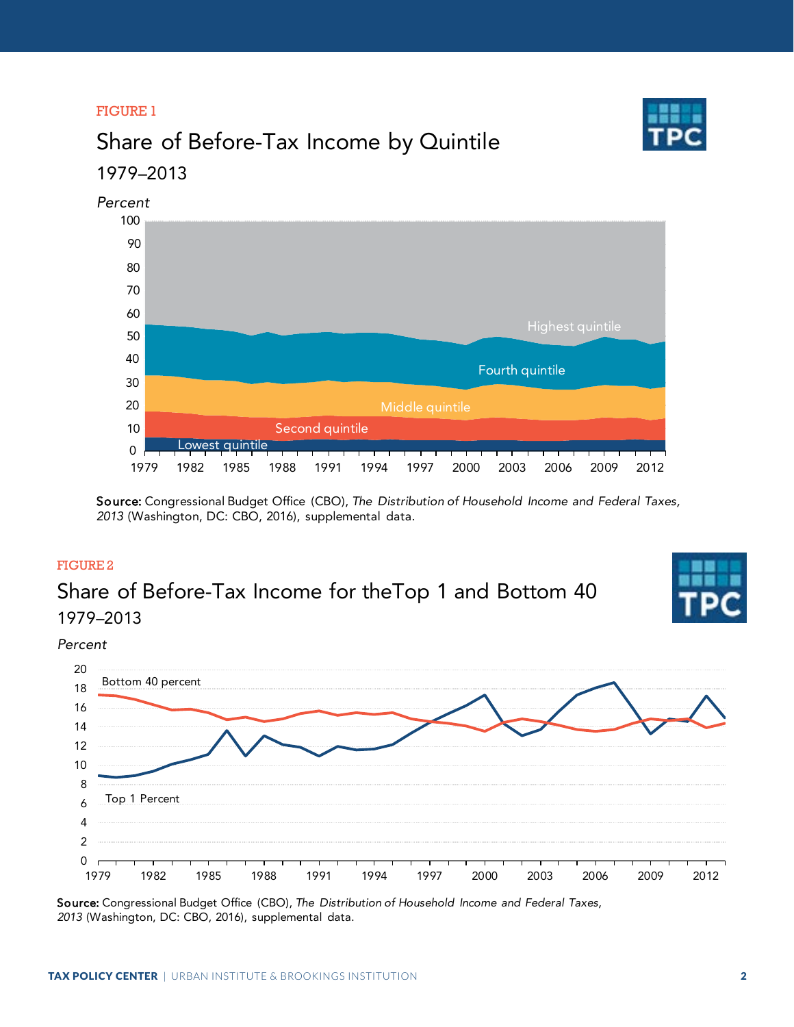FIGURE 1

## Share of Before-Tax Income by Quintile

1979–2013

*Percent*

Highest quintile

Fourth quintile

Middle quintile

Second quintile

Lowest quintile

**Source:** Congressional Budget Office (CBO), *The Distribution of Household Income and Federal Taxes, 2013* (Washington, DC: CBO, 2016), supplemental data.

FIGURE 2

## Share of Before-Tax Income for theTop 1 and Bottom 40

1979–2013

*Percent*

Bottom 40 percent

Top 1 Percent

**Source:** Congressional Budget Office (CBO), *The Distribution of Household Income and Federal Taxes, 2013* (Washington, DC: CBO, 2016), supplemental data.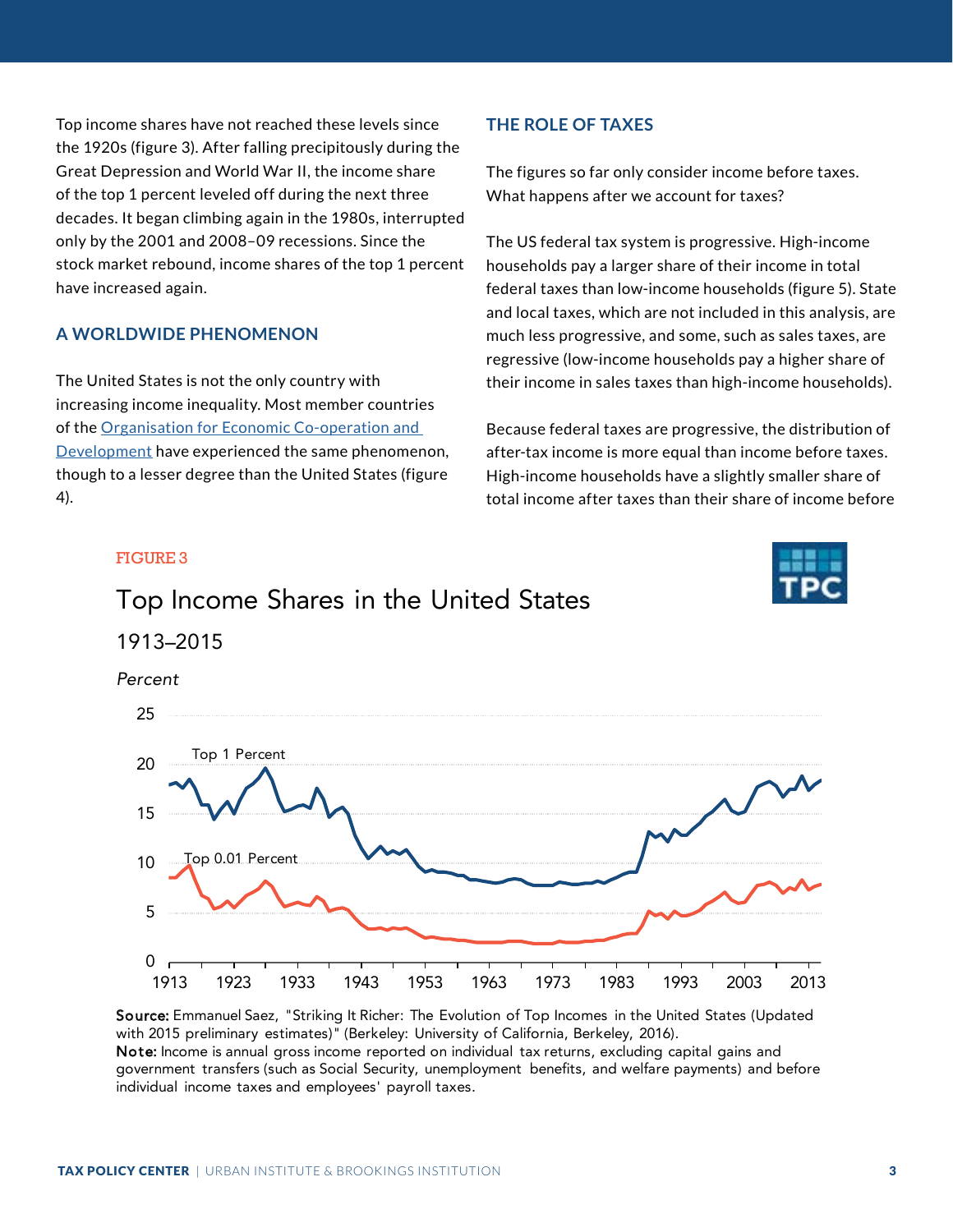Top income shares have not reached these levels since the 1920s (figure 3). After falling precipitously during the Great Depression and World War II, the income share of the top 1 percent leveled off during the next three decades. It began climbing again in the 1980s, interrupted only by the 2001 and 2008–09 recessions. Since the stock market rebound, income shares of the top 1 percent have increased again.

## A WORLDWIDE PHENOMENON

The United States is not the only country with increasing income inequality. Most member countries of the [Organisation for Economic Co-operation and Development] have experienced the same phenomenon, though to a lesser degree than the United States (figure 4).

## THE ROLE OF TAXES

The figures so far only consider income before taxes. What happens after we account for taxes?

The US federal tax system is progressive. High-income households pay a larger share of their income in total federal taxes than low-income households (figure 5). State and local taxes, which are not included in this analysis, are much less progressive, and some, such as sales taxes, are regressive (low-income households pay a higher share of their income in sales taxes than high-income households).

Because federal taxes are progressive, the distribution of after-tax income is more equal than income before taxes. High-income households have a slightly smaller share of total income after taxes than their share of income before

FIGURE 3

### Top Income Shares in the United States

1913–2015

*Percent*

**Source:** Emmanuel Saez, "Striking It Richer: The Evolution of Top Incomes in the United States (Updated with 2015 preliminary estimates)" (Berkeley: University of California, Berkeley, 2016).
**Note:** Income is annual gross income reported on individual tax returns, excluding capital gains and government transfers (such as Social Security, unemployment benefits, and welfare payments) and before individual income taxes and employees' payroll taxes.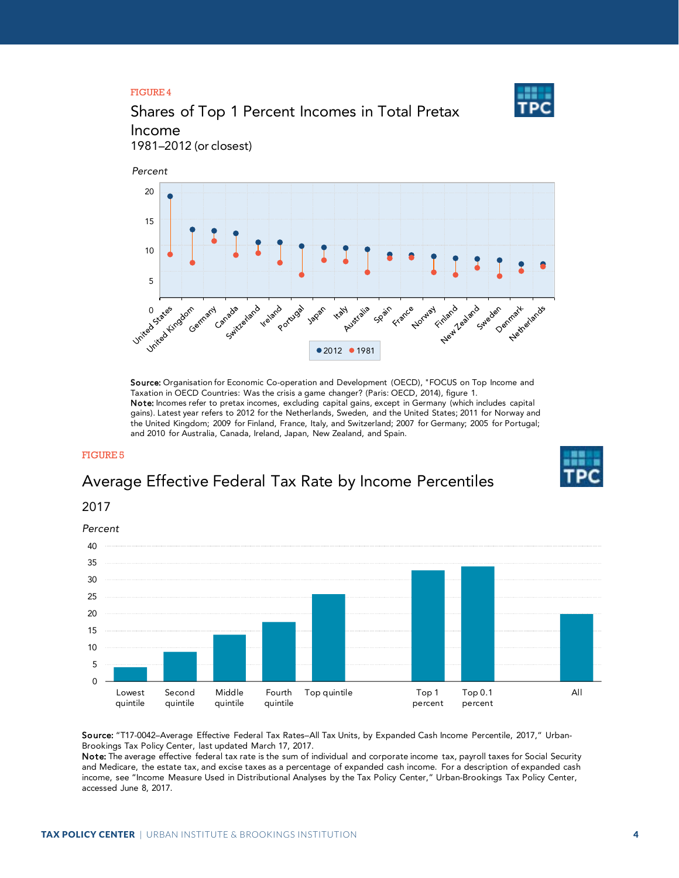FIGURE 4

## Shares of Top 1 Percent Incomes in Total Pretax Income

1981–2012 (or closest)

*Percent*

**Source:** Organisation for Economic Co-operation and Development (OECD), "FOCUS on Top Income and Taxation in OECD Countries: Was the crisis a game changer? (Paris: OECD, 2014), figure 1.
**Note:** Incomes refer to pretax incomes, excluding capital gains, except in Germany (which includes capital gains). Latest year refers to 2012 for the Netherlands, Sweden, and the United States; 2011 for Norway and the United Kingdom; 2009 for Finland, France, Italy, and Switzerland; 2007 for Germany; 2005 for Portugal; and 2010 for Australia, Canada, Ireland, Japan, New Zealand, and Spain.

FIGURE 5

## Average Effective Federal Tax Rate by Income Percentiles

2017

*Percent*

**Source:** "T17-0042–Average Effective Federal Tax Rates–All Tax Units, by Expanded Cash Income Percentile, 2017," Urban-Brookings Tax Policy Center, last updated March 17, 2017.
**Note:** The average effective federal tax rate is the sum of individual and corporate income tax, payroll taxes for Social Security and Medicare, the estate tax, and excise taxes as a percentage of expanded cash income. For a description of expanded cash income, see "Income Measure Used in Distributional Analyses by the Tax Policy Center," Urban-Brookings Tax Policy Center, accessed June 8, 2017.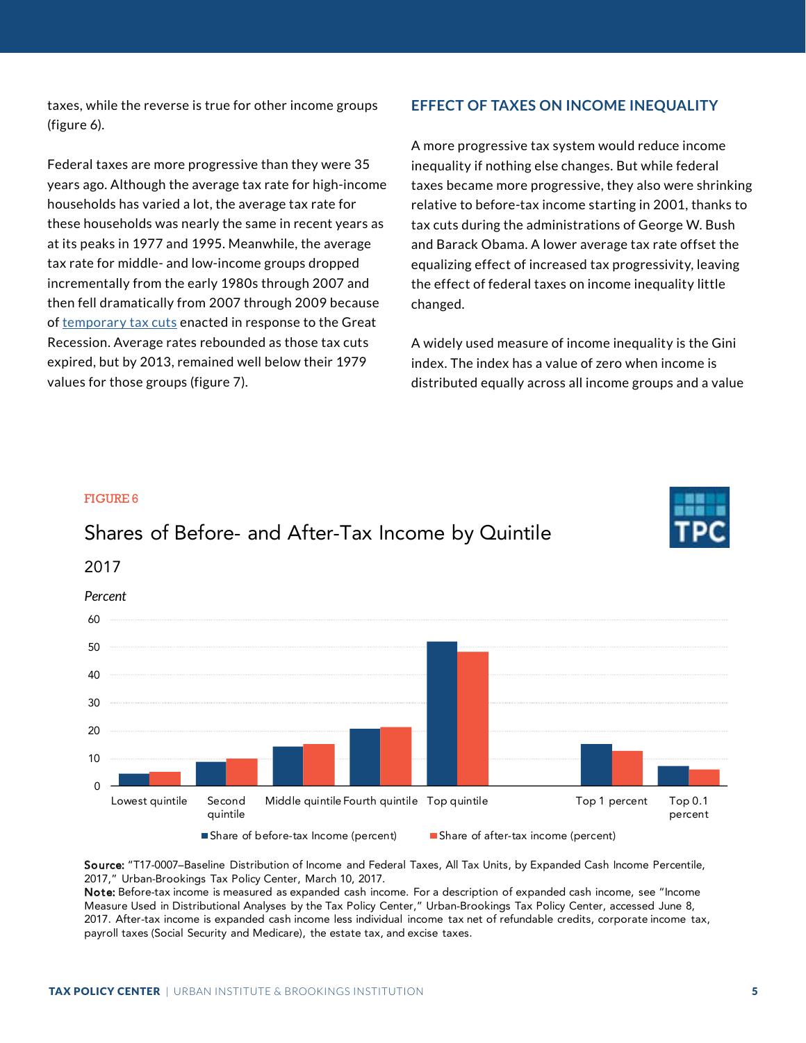taxes, while the reverse is true for other income groups (figure 6).

Federal taxes are more progressive than they were 35 years ago. Although the average tax rate for high-income households has varied a lot, the average tax rate for these households was nearly the same in recent years as at its peaks in 1977 and 1995. Meanwhile, the average tax rate for middle- and low-income groups dropped incrementally from the early 1980s through 2007 and then fell dramatically from 2007 through 2009 because of temporary tax cuts enacted in response to the Great Recession. Average rates rebounded as those tax cuts expired, but by 2013, remained well below their 1979 values for those groups (figure 7).

## EFFECT OF TAXES ON INCOME INEQUALITY

A more progressive tax system would reduce income inequality if nothing else changes. But while federal taxes became more progressive, they also were shrinking relative to before-tax income starting in 2001, thanks to tax cuts during the administrations of George W. Bush and Barack Obama. A lower average tax rate offset the equalizing effect of increased tax progressivity, leaving the effect of federal taxes on income inequality little changed.

A widely used measure of income inequality is the Gini index. The index has a value of zero when income is distributed equally across all income groups and a value

FIGURE 6

### Shares of Before- and After-Tax Income by Quintile

2017

*Percent*

| | Lowest quintile | Second quintile | Middle quintile | Fourth quintile | Top quintile | Top 1 percent | Top 0.1 percent |
|---|---|---|---|---|---|---|---|
| Share of before-tax Income (percent) | ~4 | ~8.5 | ~14 | ~20.5 | ~52 | ~15 | ~7 |
| Share of after-tax income (percent) | ~5 | ~10 | ~15 | ~21 | ~48 | ~12.5 | ~6 |

**Source:** "T17-0007–Baseline Distribution of Income and Federal Taxes, All Tax Units, by Expanded Cash Income Percentile, 2017," Urban-Brookings Tax Policy Center, March 10, 2017.
**Note:** Before-tax income is measured as expanded cash income. For a description of expanded cash income, see "Income Measure Used in Distributional Analyses by the Tax Policy Center," Urban-Brookings Tax Policy Center, accessed June 8, 2017. After-tax income is expanded cash income less individual income tax net of refundable credits, corporate income tax, payroll taxes (Social Security and Medicare), the estate tax, and excise taxes.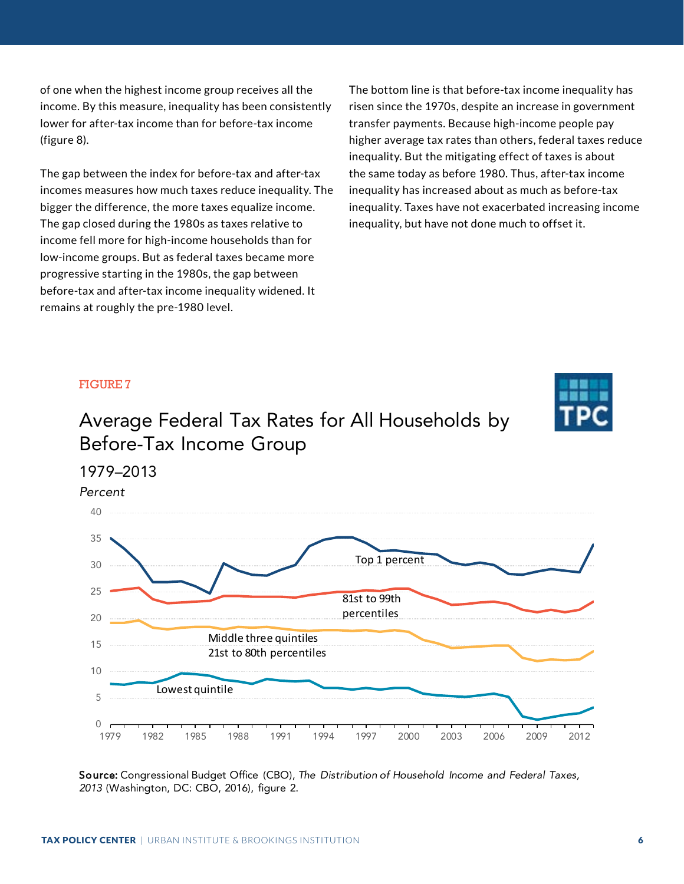of one when the highest income group receives all the income. By this measure, inequality has been consistently lower for after-tax income than for before-tax income (figure 8).

The gap between the index for before-tax and after-tax incomes measures how much taxes reduce inequality. The bigger the difference, the more taxes equalize income. The gap closed during the 1980s as taxes relative to income fell more for high-income households than for low-income groups. But as federal taxes became more progressive starting in the 1980s, the gap between before-tax and after-tax income inequality widened. It remains at roughly the pre-1980 level.

The bottom line is that before-tax income inequality has risen since the 1970s, despite an increase in government transfer payments. Because high-income people pay higher average tax rates than others, federal taxes reduce inequality. But the mitigating effect of taxes is about the same today as before 1980. Thus, after-tax income inequality has increased about as much as before-tax inequality. Taxes have not exacerbated increasing income inequality, but have not done much to offset it.

FIGURE 7

## Average Federal Tax Rates for All Households by Before-Tax Income Group

1979–2013

*Percent*

**Source:** Congressional Budget Office (CBO), *The Distribution of Household Income and Federal Taxes, 2013* (Washington, DC: CBO, 2016), figure 2.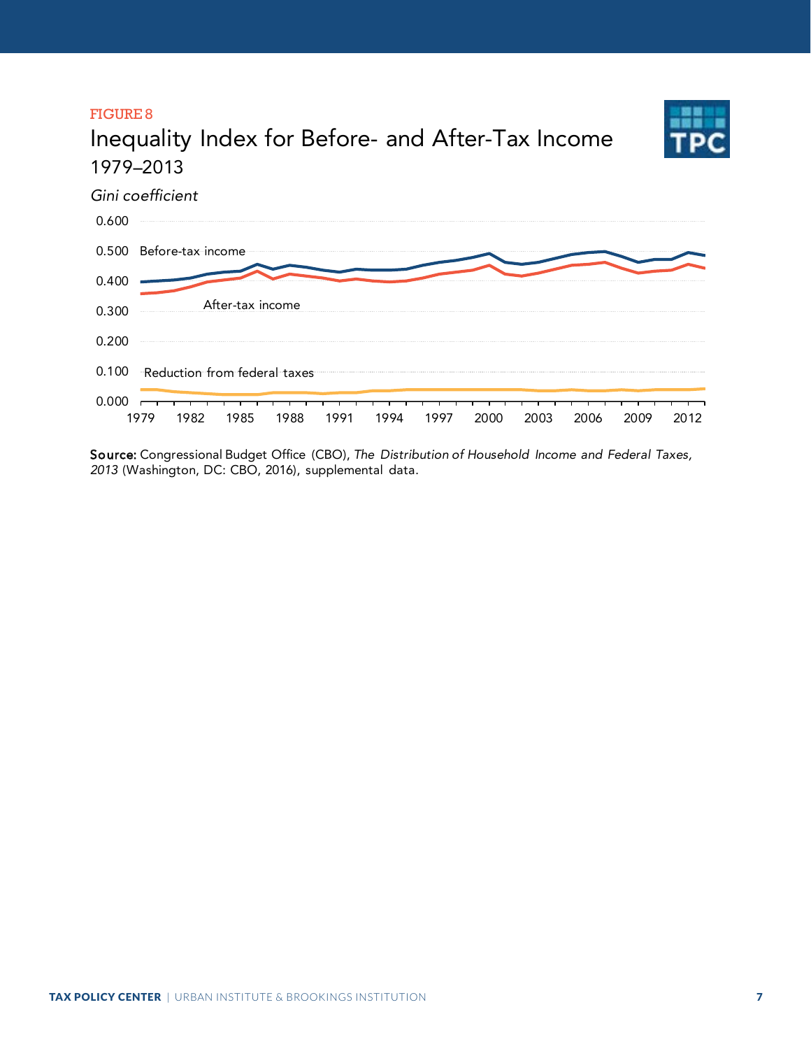FIGURE 8

## Inequality Index for Before- and After-Tax Income

1979–2013

*Gini coefficient*

0.600
0.500
0.400
0.300
0.200
0.100
0.000

Before-tax income

After-tax income

Reduction from federal taxes

1979 1982 1985 1988 1991 1994 1997 2000 2003 2006 2009 2012

**Source:** Congressional Budget Office (CBO), *The Distribution of Household Income and Federal Taxes, 2013* (Washington, DC: CBO, 2016), supplemental data.